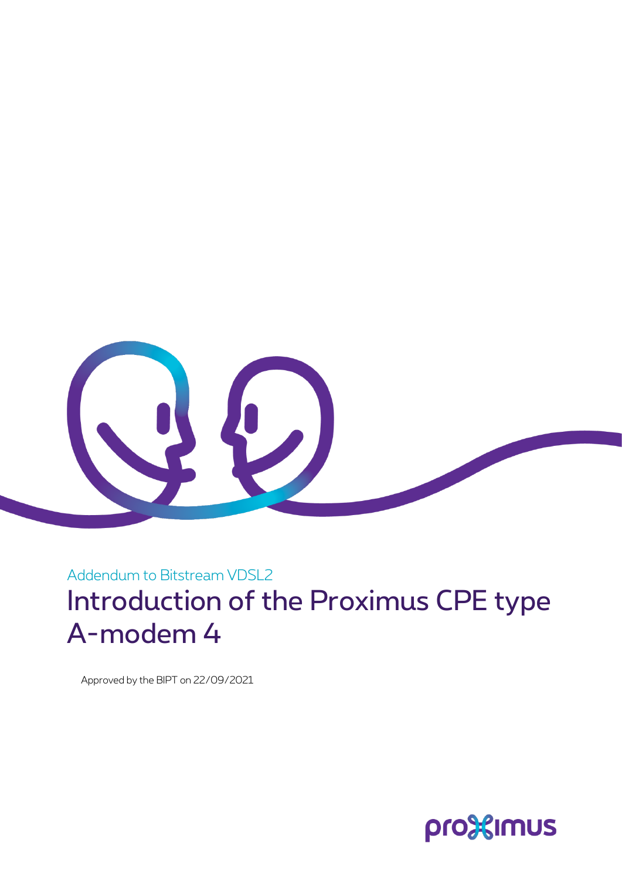Addendum to Bitstream VDSL2

# Introduction of the Proximus CPE type A-modem 4

Approved by the BIPT on 22/09/2021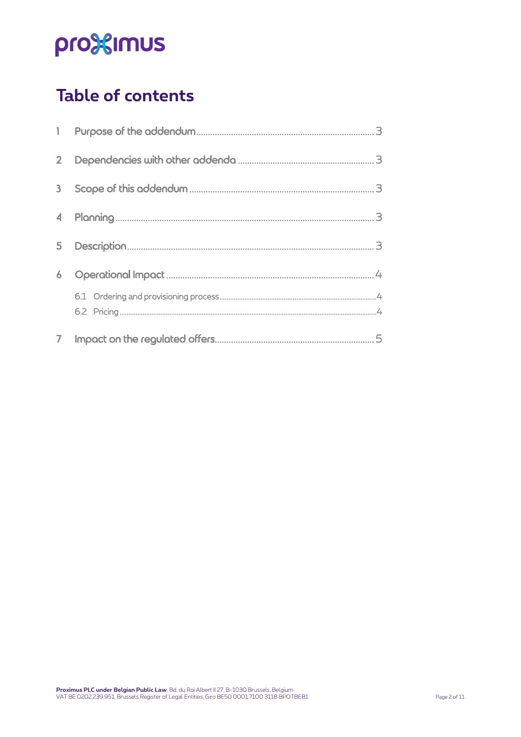# Table of contents

1 Purpose of the addendum ........................................................................ 3

2 Dependencies with other addenda ............................................................ 3

3 Scope of this addendum ......................................................................... 3

4 Planning ................................................................................................ 3

5 Description ............................................................................................ 3

6 Operational Impact .................................................................................. 4

- 6.1 Ordering and provisioning process ...................................................... 4
- 6.2 Pricing ................................................................................................ 4

7 Impact on the regulated offers ................................................................. 5

**Proximus PLC under Belgian Public Law**, Bd. du Roi Albert II 27, B-1030 Brussels, Belgium
VAT BE 0202.239.951, Brussels Register of Legal Entities, Giro BE50 0001 7100 3118 BPOTBEB1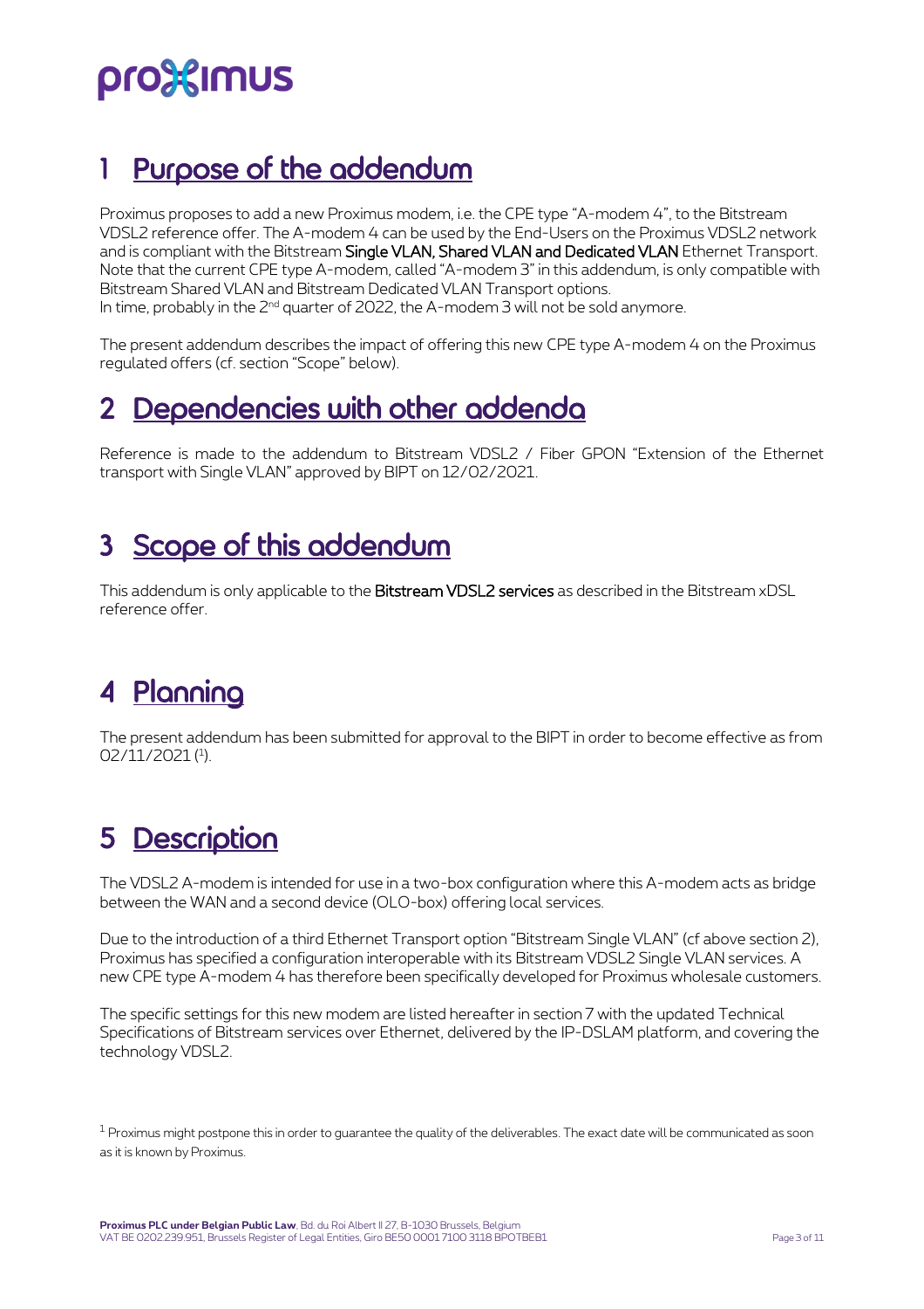# 1 Purpose of the addendum

Proximus proposes to add a new Proximus modem, i.e. the CPE type "A-modem 4", to the Bitstream VDSL2 reference offer. The A-modem 4 can be used by the End-Users on the Proximus VDSL2 network and is compliant with the Bitstream **Single VLAN, Shared VLAN and Dedicated VLAN** Ethernet Transport. Note that the current CPE type A-modem, called "A-modem 3" in this addendum, is only compatible with Bitstream Shared VLAN and Bitstream Dedicated VLAN Transport options.
In time, probably in the 2nd quarter of 2022, the A-modem 3 will not be sold anymore.

The present addendum describes the impact of offering this new CPE type A-modem 4 on the Proximus regulated offers (cf. section "Scope" below).

# 2 Dependencies with other addenda

Reference is made to the addendum to Bitstream VDSL2 / Fiber GPON "Extension of the Ethernet transport with Single VLAN" approved by BIPT on 12/02/2021.

# 3 Scope of this addendum

This addendum is only applicable to the **Bitstream VDSL2 services** as described in the Bitstream xDSL reference offer.

# 4 Planning

The present addendum has been submitted for approval to the BIPT in order to become effective as from 02/11/2021 ([1]).

# 5 Description

The VDSL2 A-modem is intended for use in a two-box configuration where this A-modem acts as bridge between the WAN and a second device (OLO-box) offering local services.

Due to the introduction of a third Ethernet Transport option "Bitstream Single VLAN" (cf above section 2), Proximus has specified a configuration interoperable with its Bitstream VDSL2 Single VLAN services. A new CPE type A-modem 4 has therefore been specifically developed for Proximus wholesale customers.

The specific settings for this new modem are listed hereafter in section 7 with the updated Technical Specifications of Bitstream services over Ethernet, delivered by the IP-DSLAM platform, and covering the technology VDSL2.

[1] Proximus might postpone this in order to guarantee the quality of the deliverables. The exact date will be communicated as soon as it is known by Proximus.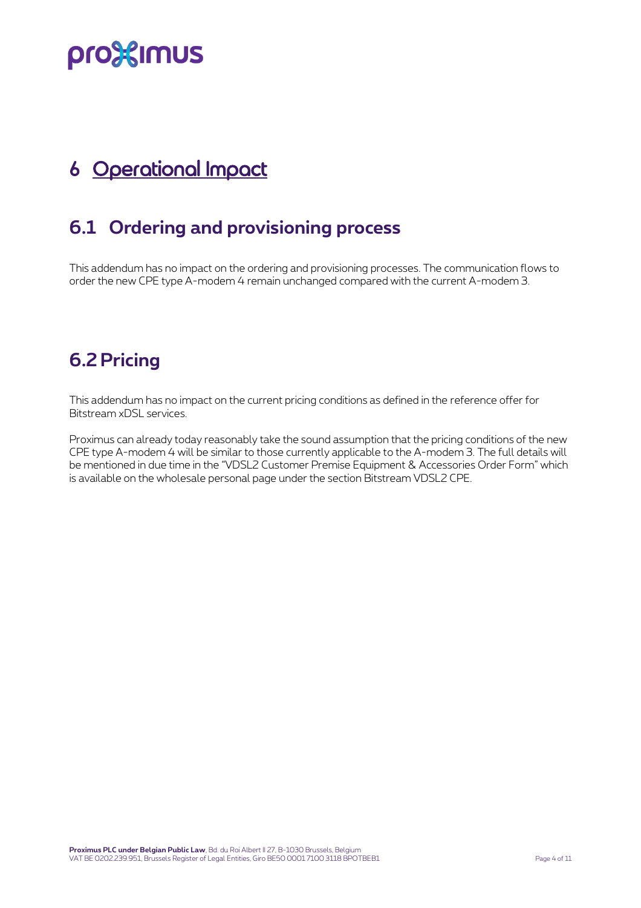# 6 Operational Impact

## 6.1 Ordering and provisioning process

This addendum has no impact on the ordering and provisioning processes. The communication flows to order the new CPE type A-modem 4 remain unchanged compared with the current A-modem 3.

## 6.2 Pricing

This addendum has no impact on the current pricing conditions as defined in the reference offer for Bitstream xDSL services.

Proximus can already today reasonably take the sound assumption that the pricing conditions of the new CPE type A-modem 4 will be similar to those currently applicable to the A-modem 3. The full details will be mentioned in due time in the "VDSL2 Customer Premise Equipment & Accessories Order Form" which is available on the wholesale personal page under the section Bitstream VDSL2 CPE.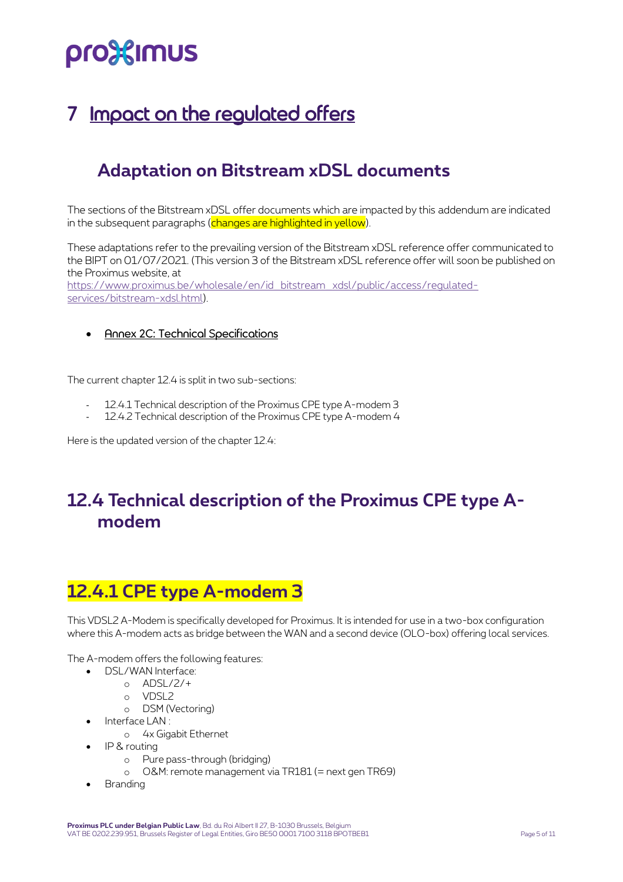pro%imus

# 7 Impact on the regulated offers

## Adaptation on Bitstream xDSL documents

The sections of the Bitstream xDSL offer documents which are impacted by this addendum are indicated in the subsequent paragraphs (changes are highlighted in yellow).

These adaptations refer to the prevailing version of the Bitstream xDSL reference offer communicated to the BIPT on 01/07/2021. (This version 3 of the Bitstream xDSL reference offer will soon be published on the Proximus website, at https://www.proximus.be/wholesale/en/id_bitstream_xdsl/public/access/regulated-services/bitstream-xdsl.html).

- Annex 2C: Technical Specifications

The current chapter 12.4 is split in two sub-sections:

- 12.4.1 Technical description of the Proximus CPE type A-modem 3
- 12.4.2 Technical description of the Proximus CPE type A-modem 4

Here is the updated version of the chapter 12.4:

## 12.4 Technical description of the Proximus CPE type A-modem

## 12.4.1 CPE type A-modem 3

This VDSL2 A-Modem is specifically developed for Proximus. It is intended for use in a two-box configuration where this A-modem acts as bridge between the WAN and a second device (OLO-box) offering local services.

The A-modem offers the following features:

- DSL/WAN Interface:
  - ADSL/2/+
  - VDSL2
  - DSM (Vectoring)
- Interface LAN :
  - 4x Gigabit Ethernet
- IP & routing
  - Pure pass-through (bridging)
  - O&M: remote management via TR181 (= next gen TR69)
- Branding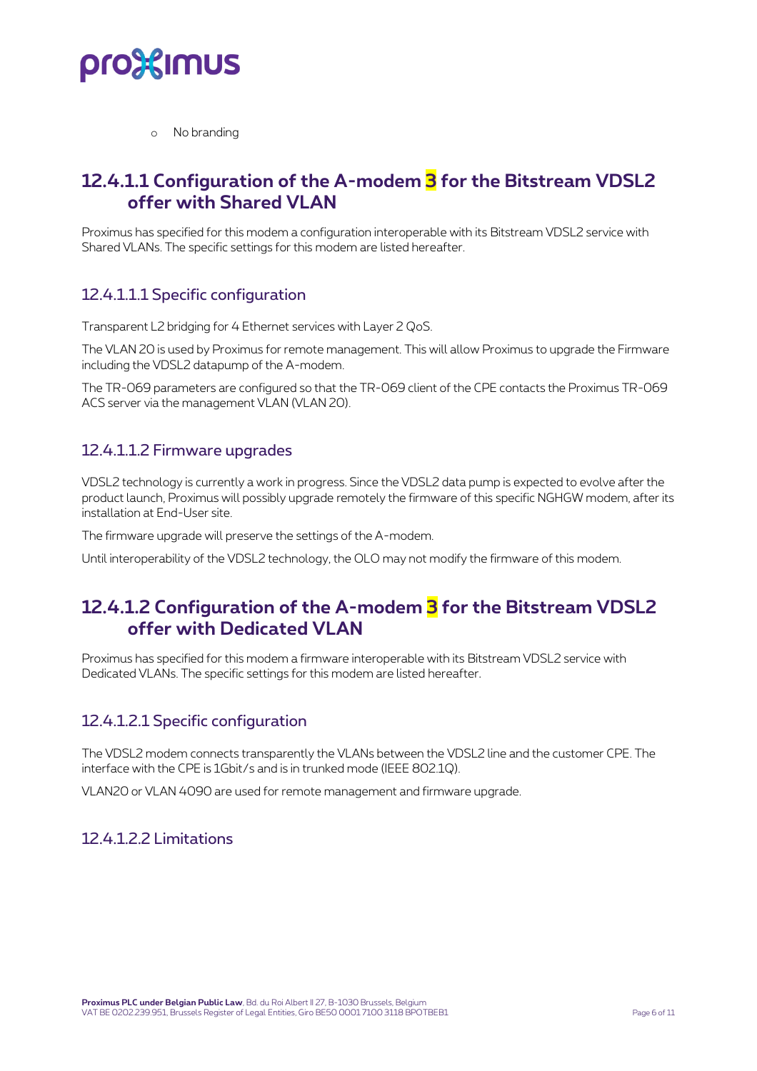- No branding

## 12.4.1.1 Configuration of the A-modem 3 for the Bitstream VDSL2 offer with Shared VLAN

Proximus has specified for this modem a configuration interoperable with its Bitstream VDSL2 service with Shared VLANs. The specific settings for this modem are listed hereafter.

### 12.4.1.1.1 Specific configuration

Transparent L2 bridging for 4 Ethernet services with Layer 2 QoS.

The VLAN 20 is used by Proximus for remote management. This will allow Proximus to upgrade the Firmware including the VDSL2 datapump of the A-modem.

The TR-069 parameters are configured so that the TR-069 client of the CPE contacts the Proximus TR-069 ACS server via the management VLAN (VLAN 20).

### 12.4.1.1.2 Firmware upgrades

VDSL2 technology is currently a work in progress. Since the VDSL2 data pump is expected to evolve after the product launch, Proximus will possibly upgrade remotely the firmware of this specific NGHGW modem, after its installation at End-User site.

The firmware upgrade will preserve the settings of the A-modem.

Until interoperability of the VDSL2 technology, the OLO may not modify the firmware of this modem.

## 12.4.1.2 Configuration of the A-modem 3 for the Bitstream VDSL2 offer with Dedicated VLAN

Proximus has specified for this modem a firmware interoperable with its Bitstream VDSL2 service with Dedicated VLANs. The specific settings for this modem are listed hereafter.

### 12.4.1.2.1 Specific configuration

The VDSL2 modem connects transparently the VLANs between the VDSL2 line and the customer CPE. The interface with the CPE is 1Gbit/s and is in trunked mode (IEEE 802.1Q).

VLAN20 or VLAN 4090 are used for remote management and firmware upgrade.

### 12.4.1.2.2 Limitations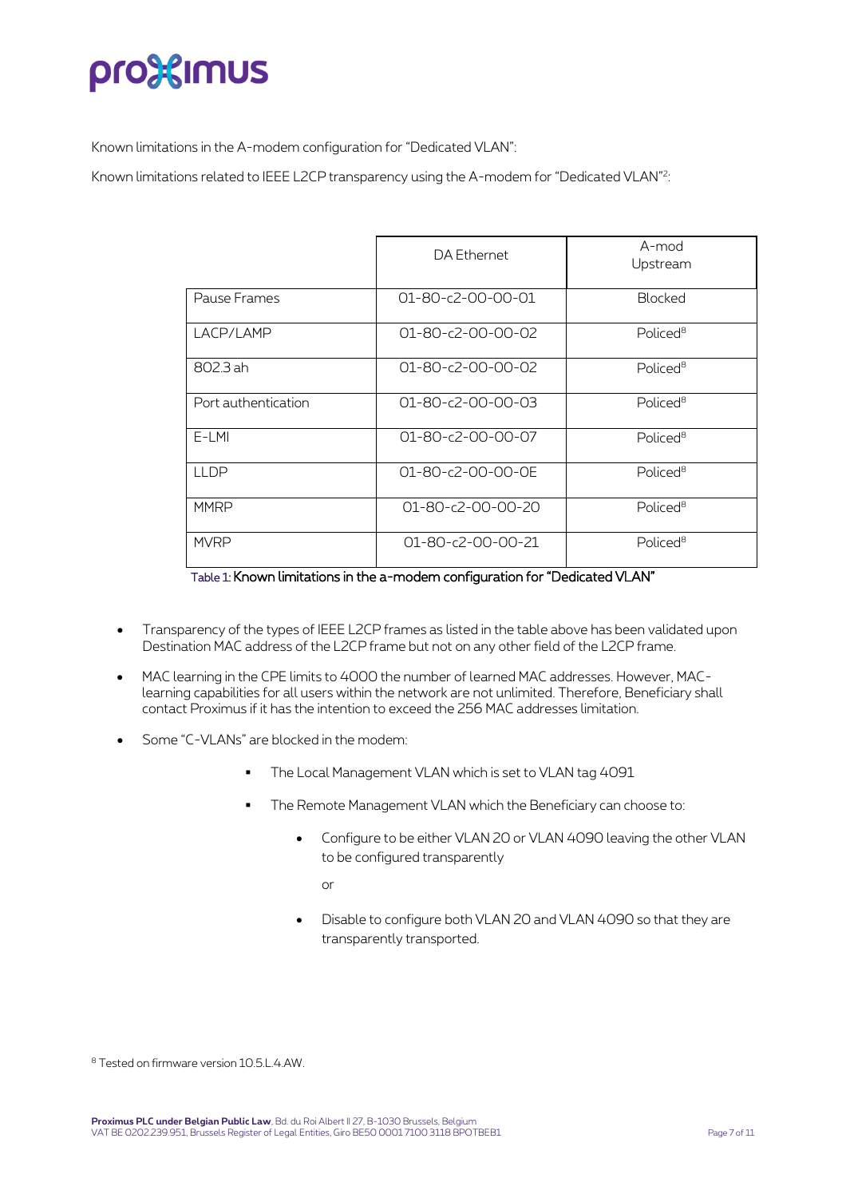Known limitations in the A-modem configuration for "Dedicated VLAN":

Known limitations related to IEEE L2CP transparency using the A-modem for "Dedicated VLAN"[2]:

| | DA Ethernet | A-mod Upstream |
|---|---|---|
| Pause Frames | 01-80-c2-00-00-01 | Blocked |
| LACP/LAMP | 01-80-c2-00-00-02 | Policed[8] |
| 802.3 ah | 01-80-c2-00-00-02 | Policed[8] |
| Port authentication | 01-80-c2-00-00-03 | Policed[8] |
| E-LMI | 01-80-c2-00-00-07 | Policed[8] |
| LLDP | 01-80-c2-00-00-0E | Policed[8] |
| MMRP | 01-80-c2-00-00-20 | Policed[8] |
| MVRP | 01-80-c2-00-00-21 | Policed[8] |

Table 1: Known limitations in the a-modem configuration for "Dedicated VLAN"

- Transparency of the types of IEEE L2CP frames as listed in the table above has been validated upon Destination MAC address of the L2CP frame but not on any other field of the L2CP frame.
- MAC learning in the CPE limits to 4000 the number of learned MAC addresses. However, MAC-learning capabilities for all users within the network are not unlimited. Therefore, Beneficiary shall contact Proximus if it has the intention to exceed the 256 MAC addresses limitation.
- Some "C-VLANs" are blocked in the modem:
  - The Local Management VLAN which is set to VLAN tag 4091
  - The Remote Management VLAN which the Beneficiary can choose to:
    - Configure to be either VLAN 20 or VLAN 4090 leaving the other VLAN to be configured transparently

      or

    - Disable to configure both VLAN 20 and VLAN 4090 so that they are transparently transported.

[8] Tested on firmware version 10.5.L.4.AW.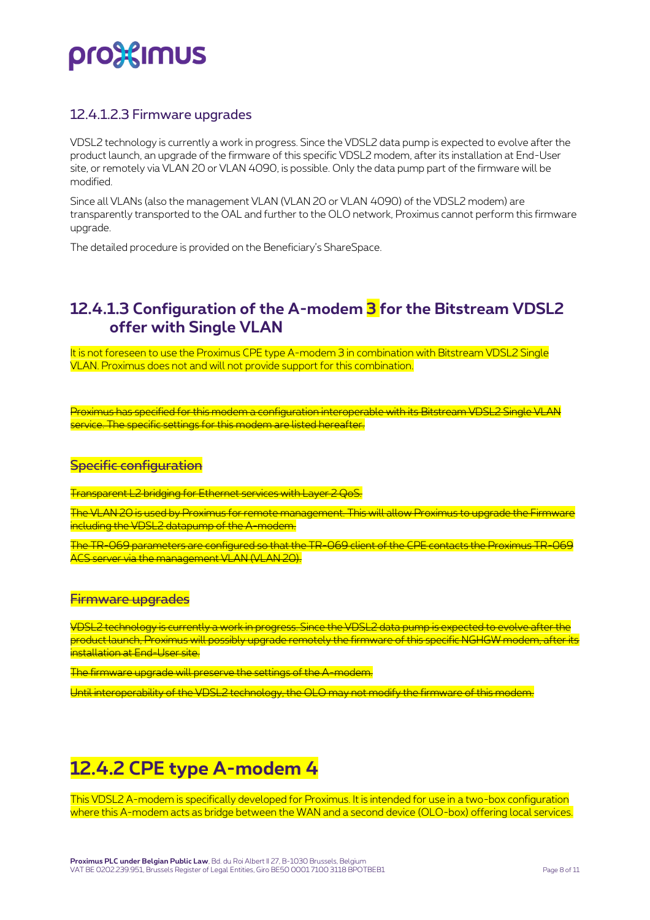### 12.4.1.2.3 Firmware upgrades

VDSL2 technology is currently a work in progress. Since the VDSL2 data pump is expected to evolve after the product launch, an upgrade of the firmware of this specific VDSL2 modem, after its installation at End-User site, or remotely via VLAN 20 or VLAN 4090, is possible. Only the data pump part of the firmware will be modified.

Since all VLANs (also the management VLAN (VLAN 20 or VLAN 4090) of the VDSL2 modem) are transparently transported to the OAL and further to the OLO network, Proximus cannot perform this firmware upgrade.

The detailed procedure is provided on the Beneficiary's ShareSpace.

## 12.4.1.3 Configuration of the A-modem 3 for the Bitstream VDSL2 offer with Single VLAN

It is not foreseen to use the Proximus CPE type A-modem 3 in combination with Bitstream VDSL2 Single VLAN. Proximus does not and will not provide support for this combination.

~~Proximus has specified for this modem a configuration interoperable with its Bitstream VDSL2 Single VLAN service. The specific settings for this modem are listed hereafter.~~

### ~~Specific configuration~~

~~Transparent L2 bridging for Ethernet services with Layer 2 QoS.~~

~~The VLAN 20 is used by Proximus for remote management. This will allow Proximus to upgrade the Firmware including the VDSL2 datapump of the A-modem.~~

~~The TR-069 parameters are configured so that the TR-069 client of the CPE contacts the Proximus TR-069 ACS server via the management VLAN (VLAN 20).~~

### ~~Firmware upgrades~~

~~VDSL2 technology is currently a work in progress. Since the VDSL2 data pump is expected to evolve after the product launch, Proximus will possibly upgrade remotely the firmware of this specific NGHGW modem, after its installation at End-User site.~~

~~The firmware upgrade will preserve the settings of the A-modem.~~

~~Until interoperability of the VDSL2 technology, the OLO may not modify the firmware of this modem.~~

# 12.4.2 CPE type A-modem 4

This VDSL2 A-modem is specifically developed for Proximus. It is intended for use in a two-box configuration where this A-modem acts as bridge between the WAN and a second device (OLO-box) offering local services.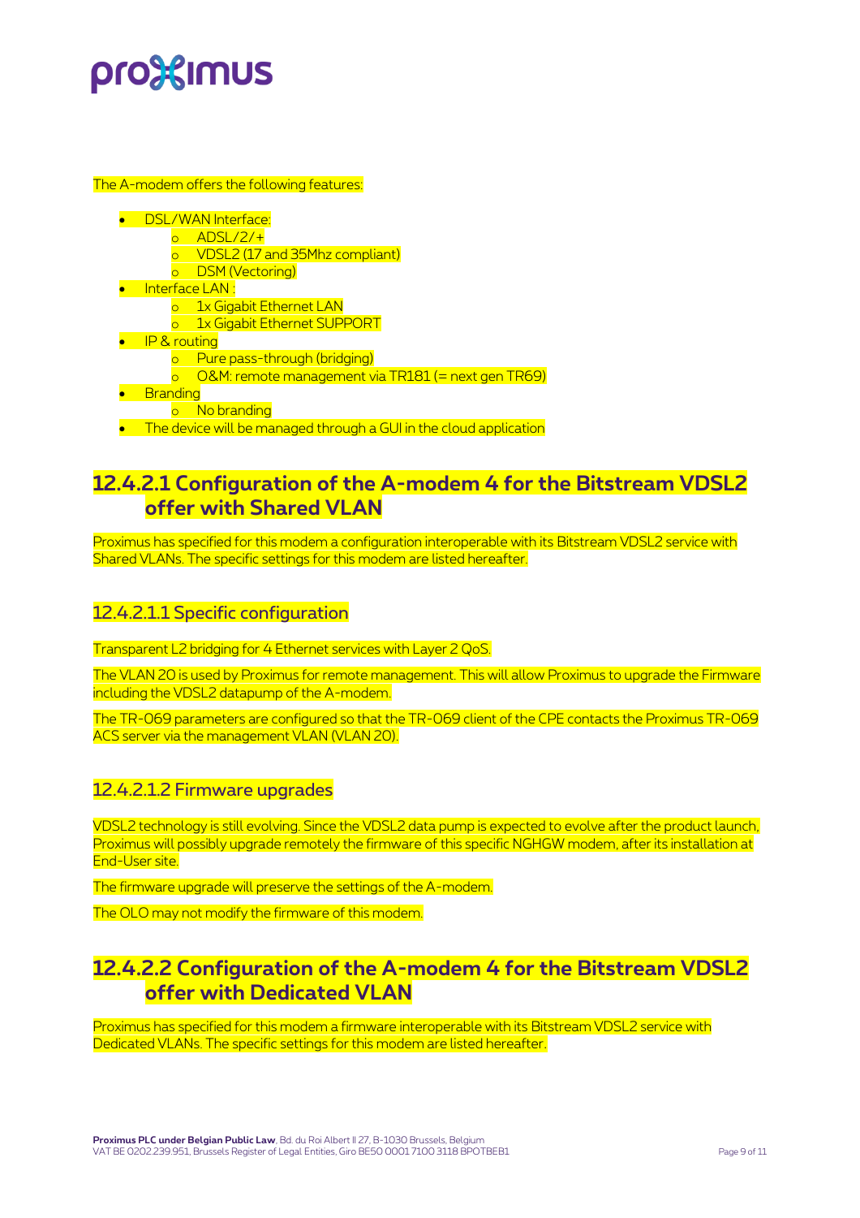The A-modem offers the following features:

- DSL/WAN Interface:
  - ADSL/2/+
  - VDSL2 (17 and 35Mhz compliant)
  - DSM (Vectoring)
- Interface LAN :
  - 1x Gigabit Ethernet LAN
  - 1x Gigabit Ethernet SUPPORT
- IP & routing
  - Pure pass-through (bridging)
  - O&M: remote management via TR181 (= next gen TR69)
- Branding
  - No branding
- The device will be managed through a GUI in the cloud application

## 12.4.2.1 Configuration of the A-modem 4 for the Bitstream VDSL2 offer with Shared VLAN

Proximus has specified for this modem a configuration interoperable with its Bitstream VDSL2 service with Shared VLANs. The specific settings for this modem are listed hereafter.

### 12.4.2.1.1 Specific configuration

Transparent L2 bridging for 4 Ethernet services with Layer 2 QoS.

The VLAN 20 is used by Proximus for remote management. This will allow Proximus to upgrade the Firmware including the VDSL2 datapump of the A-modem.

The TR-069 parameters are configured so that the TR-069 client of the CPE contacts the Proximus TR-069 ACS server via the management VLAN (VLAN 20).

### 12.4.2.1.2 Firmware upgrades

VDSL2 technology is still evolving. Since the VDSL2 data pump is expected to evolve after the product launch, Proximus will possibly upgrade remotely the firmware of this specific NGHGW modem, after its installation at End-User site.

The firmware upgrade will preserve the settings of the A-modem.

The OLO may not modify the firmware of this modem.

## 12.4.2.2 Configuration of the A-modem 4 for the Bitstream VDSL2 offer with Dedicated VLAN

Proximus has specified for this modem a firmware interoperable with its Bitstream VDSL2 service with Dedicated VLANs. The specific settings for this modem are listed hereafter.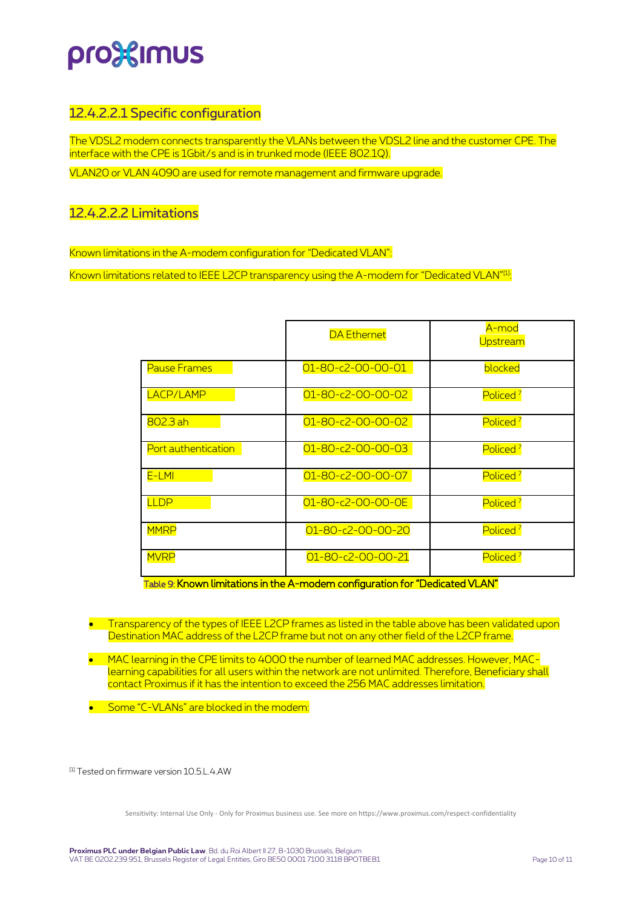### 12.4.2.2.1 Specific configuration

The VDSL2 modem connects transparently the VLANs between the VDSL2 line and the customer CPE. The interface with the CPE is 1Gbit/s and is in trunked mode (IEEE 802.1Q).

VLAN20 or VLAN 4090 are used for remote management and firmware upgrade.

### 12.4.2.2.2 Limitations

Known limitations in the A-modem configuration for "Dedicated VLAN":

Known limitations related to IEEE L2CP transparency using the A-modem for "Dedicated VLAN"[1]:

| | DA Ethernet | A-mod Upstream |
|---|---|---|
| Pause Frames | 01-80-c2-00-00-01 | blocked |
| LACP/LAMP | 01-80-c2-00-00-02 | Policed [7] |
| 802.3 ah | 01-80-c2-00-00-02 | Policed [7] |
| Port authentication | 01-80-c2-00-00-03 | Policed [7] |
| E-LMI | 01-80-c2-00-00-07 | Policed [7] |
| LLDP | 01-80-c2-00-00-0E | Policed [7] |
| MMRP | 01-80-c2-00-00-20 | Policed [7] |
| MVRP | 01-80-c2-00-00-21 | Policed [7] |

Table 9: **Known limitations in the A-modem configuration for "Dedicated VLAN"**

- Transparency of the types of IEEE L2CP frames as listed in the table above has been validated upon Destination MAC address of the L2CP frame but not on any other field of the L2CP frame.
- MAC learning in the CPE limits to 4000 the number of learned MAC addresses. However, MAC-learning capabilities for all users within the network are not unlimited. Therefore, Beneficiary shall contact Proximus if it has the intention to exceed the 256 MAC addresses limitation.
- Some "C-VLANs" are blocked in the modem:

[1] Tested on firmware version 10.5.L.4.AW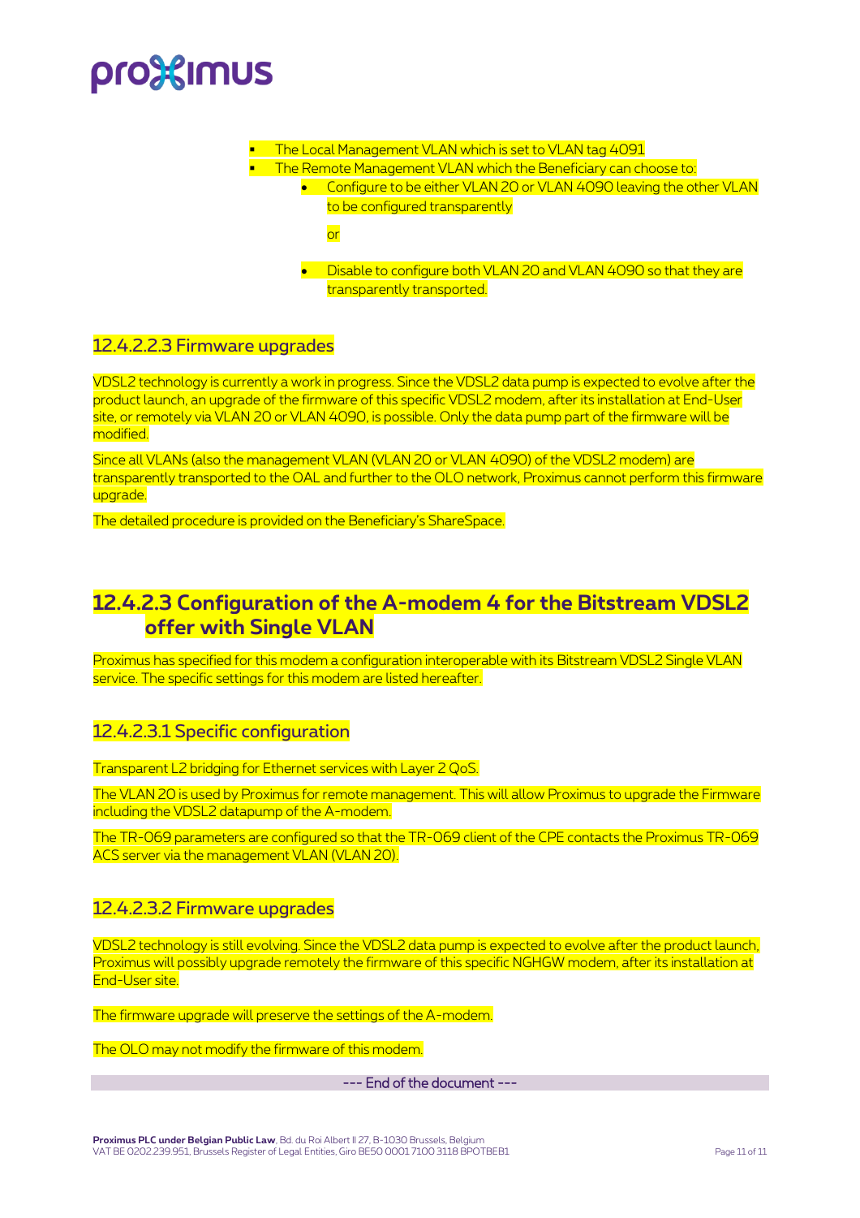- The Local Management VLAN which is set to VLAN tag 4091
- The Remote Management VLAN which the Beneficiary can choose to:
  - Configure to be either VLAN 20 or VLAN 4090 leaving the other VLAN to be configured transparently

    or

  - Disable to configure both VLAN 20 and VLAN 4090 so that they are transparently transported.

### 12.4.2.2.3 Firmware upgrades

VDSL2 technology is currently a work in progress. Since the VDSL2 data pump is expected to evolve after the product launch, an upgrade of the firmware of this specific VDSL2 modem, after its installation at End-User site, or remotely via VLAN 20 or VLAN 4090, is possible. Only the data pump part of the firmware will be modified.

Since all VLANs (also the management VLAN (VLAN 20 or VLAN 4090) of the VDSL2 modem) are transparently transported to the OAL and further to the OLO network, Proximus cannot perform this firmware upgrade.

The detailed procedure is provided on the Beneficiary's ShareSpace.

## 12.4.2.3 Configuration of the A-modem 4 for the Bitstream VDSL2 offer with Single VLAN

Proximus has specified for this modem a configuration interoperable with its Bitstream VDSL2 Single VLAN service. The specific settings for this modem are listed hereafter.

### 12.4.2.3.1 Specific configuration

Transparent L2 bridging for Ethernet services with Layer 2 QoS.

The VLAN 20 is used by Proximus for remote management. This will allow Proximus to upgrade the Firmware including the VDSL2 datapump of the A-modem.

The TR-069 parameters are configured so that the TR-069 client of the CPE contacts the Proximus TR-069 ACS server via the management VLAN (VLAN 20).

### 12.4.2.3.2 Firmware upgrades

VDSL2 technology is still evolving. Since the VDSL2 data pump is expected to evolve after the product launch, Proximus will possibly upgrade remotely the firmware of this specific NGHGW modem, after its installation at End-User site.

The firmware upgrade will preserve the settings of the A-modem.

The OLO may not modify the firmware of this modem.

--- End of the document ---